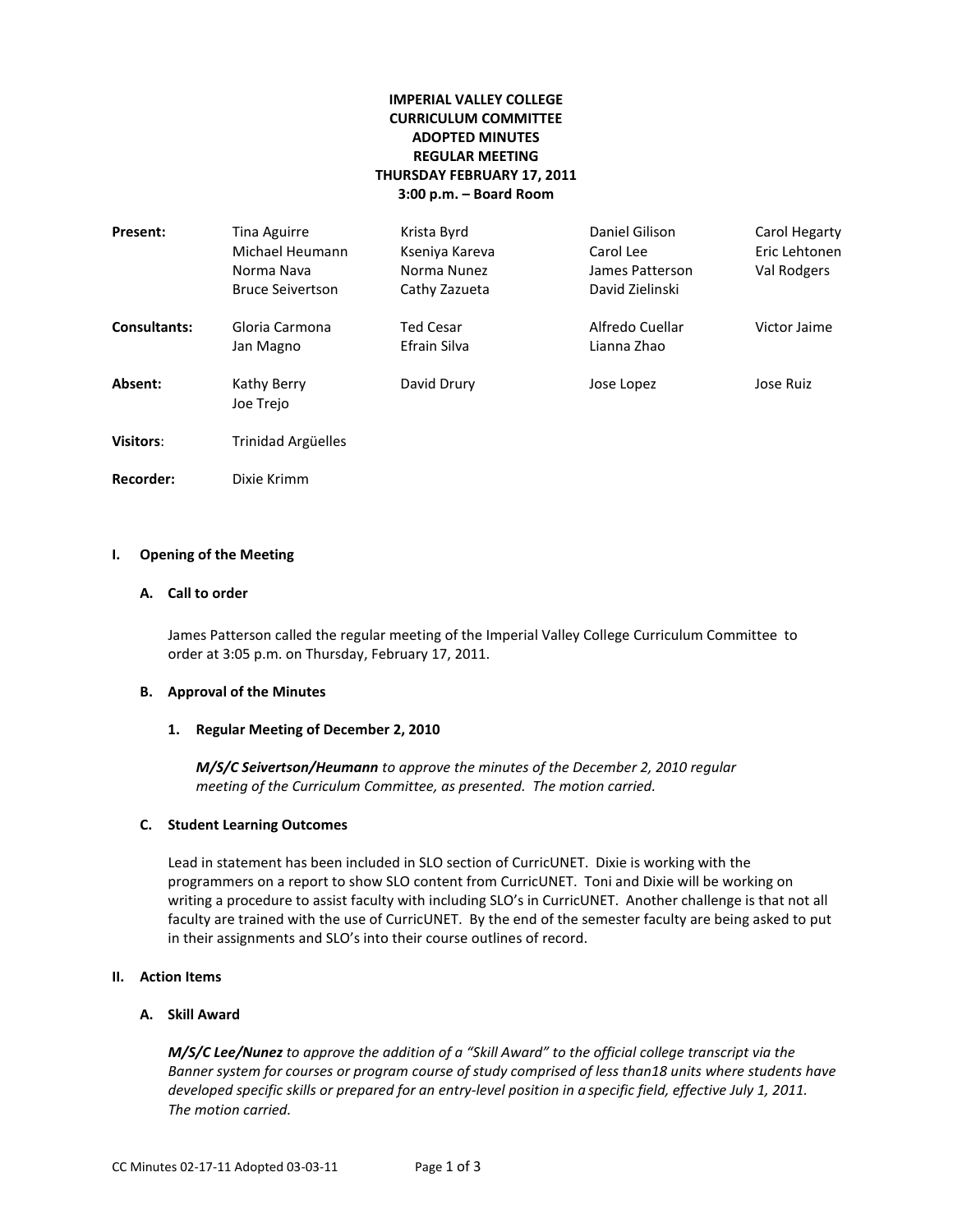# IMPERIAL VALLEY COLLEGE
# CURRICULUM COMMITTEE
# ADOPTED MINUTES
# REGULAR MEETING
# THURSDAY FEBRUARY 17, 2011
# 3:00 p.m. – Board Room

| | | | | |
|---|---|---|---|---|
| **Present:** | Tina Aguirre | Krista Byrd | Daniel Gilison | Carol Hegarty |
| | Michael Heumann | Kseniya Kareva | Carol Lee | Eric Lehtonen |
| | Norma Nava | Norma Nunez | James Patterson | Val Rodgers |
| | Bruce Seivertson | Cathy Zazueta | David Zielinski | |
| **Consultants:** | Gloria Carmona | Ted Cesar | Alfredo Cuellar | Victor Jaime |
| | Jan Magno | Efrain Silva | Lianna Zhao | |
| **Absent:** | Kathy Berry | David Drury | Jose Lopez | Jose Ruiz |
| | Joe Trejo | | | |
| **Visitors:** | Trinidad Argüelles | | | |
| **Recorder:** | Dixie Krimm | | | |

## I. Opening of the Meeting

### A. Call to order

James Patterson called the regular meeting of the Imperial Valley College Curriculum Committee to order at 3:05 p.m. on Thursday, February 17, 2011.

### B. Approval of the Minutes

#### 1. Regular Meeting of December 2, 2010

***M/S/C Seivertson/Heumann*** *to approve the minutes of the December 2, 2010 regular meeting of the Curriculum Committee, as presented. The motion carried.*

### C. Student Learning Outcomes

Lead in statement has been included in SLO section of CurricUNET. Dixie is working with the programmers on a report to show SLO content from CurricUNET. Toni and Dixie will be working on writing a procedure to assist faculty with including SLO's in CurricUNET. Another challenge is that not all faculty are trained with the use of CurricUNET. By the end of the semester faculty are being asked to put in their assignments and SLO's into their course outlines of record.

## II. Action Items

### A. Skill Award

***M/S/C Lee/Nunez*** *to approve the addition of a "Skill Award" to the official college transcript via the Banner system for courses or program course of study comprised of less than18 units where students have developed specific skills or prepared for an entry-level position in a specific field, effective July 1, 2011. The motion carried.*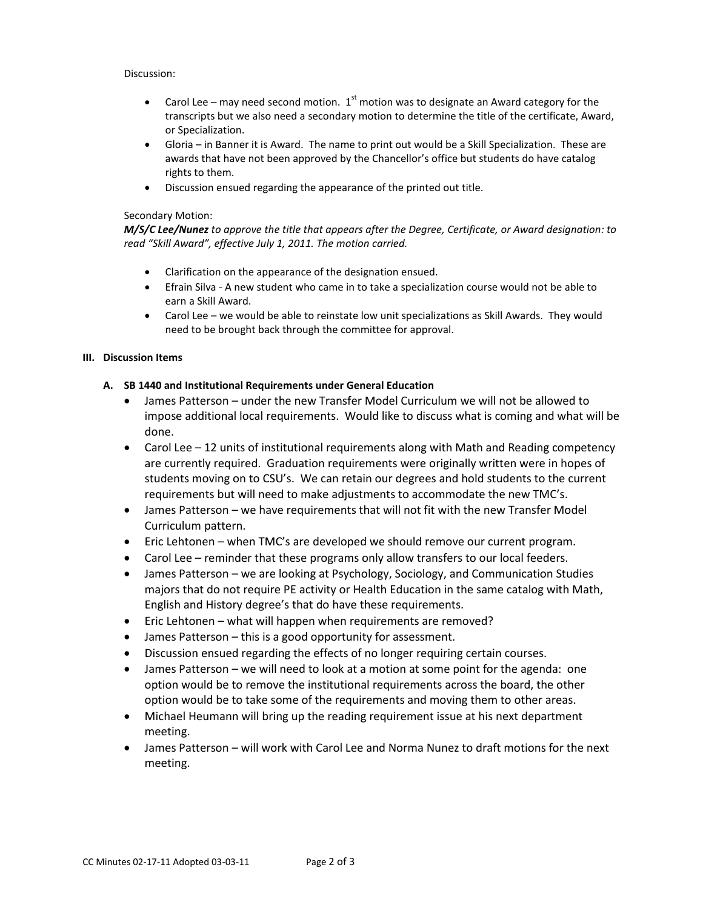Discussion:

- Carol Lee – may need second motion. 1st motion was to designate an Award category for the transcripts but we also need a secondary motion to determine the title of the certificate, Award, or Specialization.
- Gloria – in Banner it is Award. The name to print out would be a Skill Specialization. These are awards that have not been approved by the Chancellor's office but students do have catalog rights to them.
- Discussion ensued regarding the appearance of the printed out title.

Secondary Motion:

***M/S/C Lee/Nunez*** *to approve the title that appears after the Degree, Certificate, or Award designation: to read "Skill Award", effective July 1, 2011. The motion carried.*

- Clarification on the appearance of the designation ensued.
- Efrain Silva - A new student who came in to take a specialization course would not be able to earn a Skill Award.
- Carol Lee – we would be able to reinstate low unit specializations as Skill Awards. They would need to be brought back through the committee for approval.

## III. Discussion Items

### A. SB 1440 and Institutional Requirements under General Education

- James Patterson – under the new Transfer Model Curriculum we will not be allowed to impose additional local requirements. Would like to discuss what is coming and what will be done.
- Carol Lee – 12 units of institutional requirements along with Math and Reading competency are currently required. Graduation requirements were originally written were in hopes of students moving on to CSU's. We can retain our degrees and hold students to the current requirements but will need to make adjustments to accommodate the new TMC's.
- James Patterson – we have requirements that will not fit with the new Transfer Model Curriculum pattern.
- Eric Lehtonen – when TMC's are developed we should remove our current program.
- Carol Lee – reminder that these programs only allow transfers to our local feeders.
- James Patterson – we are looking at Psychology, Sociology, and Communication Studies majors that do not require PE activity or Health Education in the same catalog with Math, English and History degree's that do have these requirements.
- Eric Lehtonen – what will happen when requirements are removed?
- James Patterson – this is a good opportunity for assessment.
- Discussion ensued regarding the effects of no longer requiring certain courses.
- James Patterson – we will need to look at a motion at some point for the agenda: one option would be to remove the institutional requirements across the board, the other option would be to take some of the requirements and moving them to other areas.
- Michael Heumann will bring up the reading requirement issue at his next department meeting.
- James Patterson – will work with Carol Lee and Norma Nunez to draft motions for the next meeting.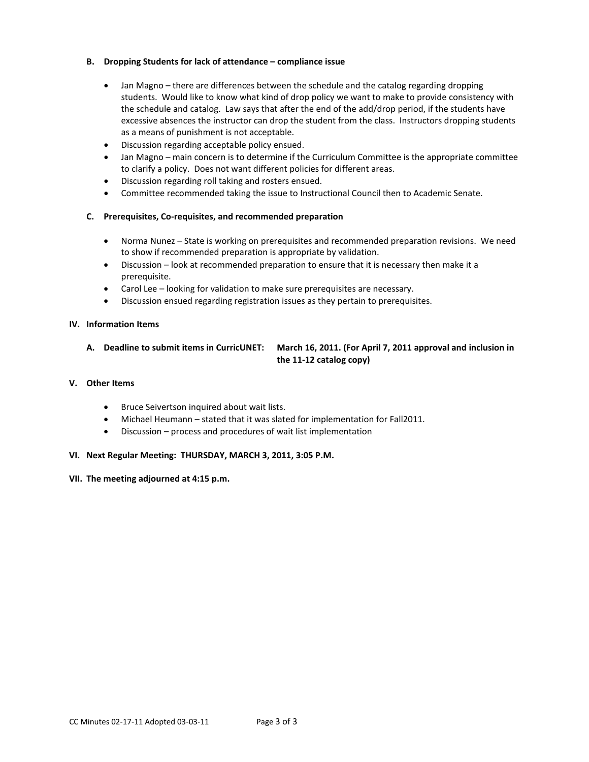### B. Dropping Students for lack of attendance – compliance issue

- Jan Magno – there are differences between the schedule and the catalog regarding dropping students. Would like to know what kind of drop policy we want to make to provide consistency with the schedule and catalog. Law says that after the end of the add/drop period, if the students have excessive absences the instructor can drop the student from the class. Instructors dropping students as a means of punishment is not acceptable.
- Discussion regarding acceptable policy ensued.
- Jan Magno – main concern is to determine if the Curriculum Committee is the appropriate committee to clarify a policy. Does not want different policies for different areas.
- Discussion regarding roll taking and rosters ensued.
- Committee recommended taking the issue to Instructional Council then to Academic Senate.

### C. Prerequisites, Co-requisites, and recommended preparation

- Norma Nunez – State is working on prerequisites and recommended preparation revisions. We need to show if recommended preparation is appropriate by validation.
- Discussion – look at recommended preparation to ensure that it is necessary then make it a prerequisite.
- Carol Lee – looking for validation to make sure prerequisites are necessary.
- Discussion ensued regarding registration issues as they pertain to prerequisites.

## IV. Information Items

### A. Deadline to submit items in CurricUNET: March 16, 2011. (For April 7, 2011 approval and inclusion in the 11-12 catalog copy)

## V. Other Items

- Bruce Seivertson inquired about wait lists.
- Michael Heumann – stated that it was slated for implementation for Fall2011.
- Discussion – process and procedures of wait list implementation

## VI. Next Regular Meeting: THURSDAY, MARCH 3, 2011, 3:05 P.M.

## VII. The meeting adjourned at 4:15 p.m.